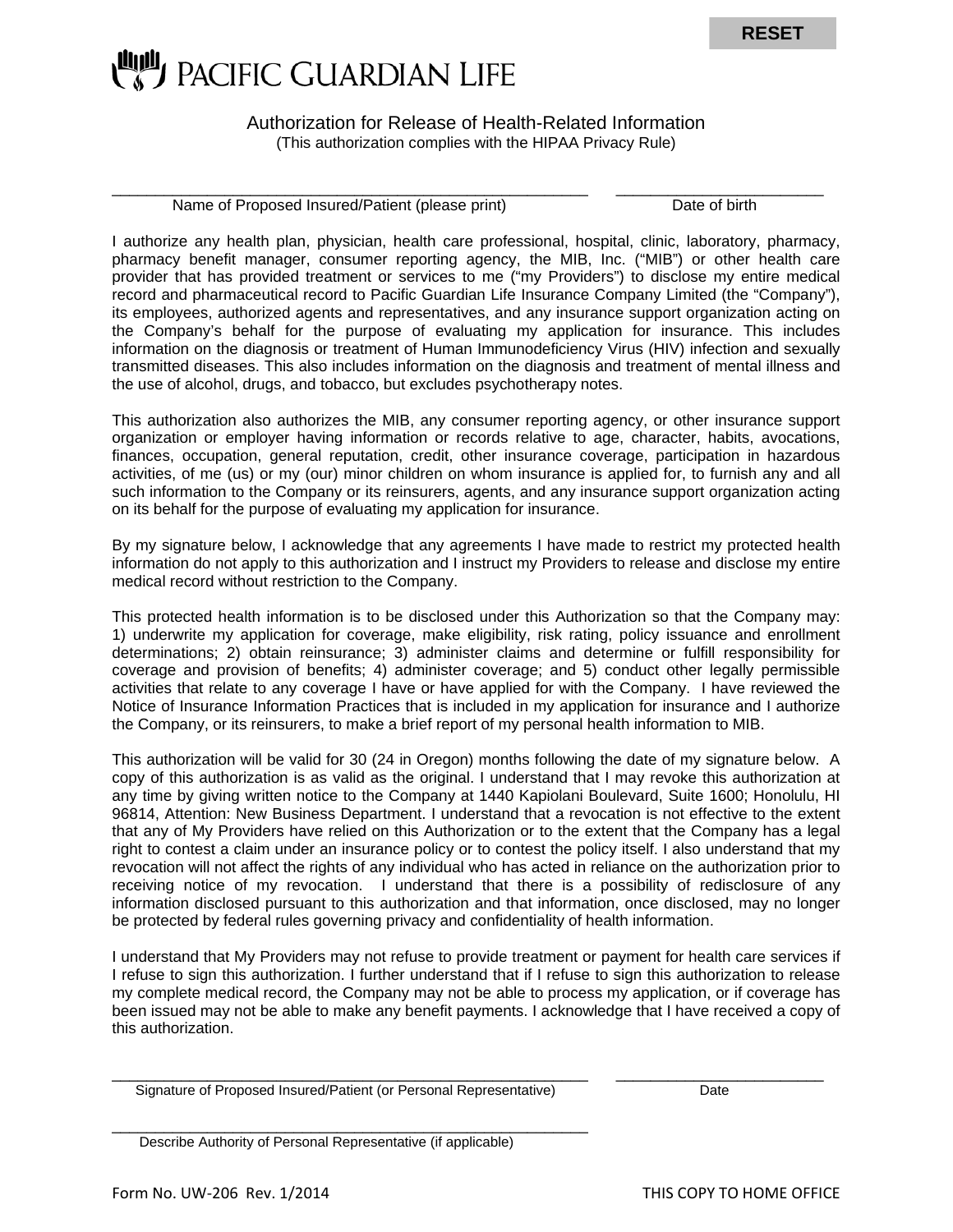RESET

PACIFIC GUARDIAN LIFE

# Authorization for Release of Health-Related Information

(This authorization complies with the HIPAA Privacy Rule)

\_\_\_\_\_\_\_\_\_\_\_\_\_\_\_\_\_\_\_\_\_\_\_\_\_\_\_\_\_\_\_\_\_\_\_\_\_\_\_\_\_\_\_\_\_\_\_\_\_\_\_\_ \_\_\_\_\_\_\_\_\_\_\_\_\_\_\_\_\_\_\_\_\_\_\_\_

Name of Proposed Insured/Patient (please print) Date of birth

I authorize any health plan, physician, health care professional, hospital, clinic, laboratory, pharmacy, pharmacy benefit manager, consumer reporting agency, the MIB, Inc. ("MIB") or other health care provider that has provided treatment or services to me ("my Providers") to disclose my entire medical record and pharmaceutical record to Pacific Guardian Life Insurance Company Limited (the "Company"), its employees, authorized agents and representatives, and any insurance support organization acting on the Company's behalf for the purpose of evaluating my application for insurance. This includes information on the diagnosis or treatment of Human Immunodeficiency Virus (HIV) infection and sexually transmitted diseases. This also includes information on the diagnosis and treatment of mental illness and the use of alcohol, drugs, and tobacco, but excludes psychotherapy notes.

This authorization also authorizes the MIB, any consumer reporting agency, or other insurance support organization or employer having information or records relative to age, character, habits, avocations, finances, occupation, general reputation, credit, other insurance coverage, participation in hazardous activities, of me (us) or my (our) minor children on whom insurance is applied for, to furnish any and all such information to the Company or its reinsurers, agents, and any insurance support organization acting on its behalf for the purpose of evaluating my application for insurance.

By my signature below, I acknowledge that any agreements I have made to restrict my protected health information do not apply to this authorization and I instruct my Providers to release and disclose my entire medical record without restriction to the Company.

This protected health information is to be disclosed under this Authorization so that the Company may: 1) underwrite my application for coverage, make eligibility, risk rating, policy issuance and enrollment determinations; 2) obtain reinsurance; 3) administer claims and determine or fulfill responsibility for coverage and provision of benefits; 4) administer coverage; and 5) conduct other legally permissible activities that relate to any coverage I have or have applied for with the Company. I have reviewed the Notice of Insurance Information Practices that is included in my application for insurance and I authorize the Company, or its reinsurers, to make a brief report of my personal health information to MIB.

This authorization will be valid for 30 (24 in Oregon) months following the date of my signature below. A copy of this authorization is as valid as the original. I understand that I may revoke this authorization at any time by giving written notice to the Company at 1440 Kapiolani Boulevard, Suite 1600; Honolulu, HI 96814, Attention: New Business Department. I understand that a revocation is not effective to the extent that any of My Providers have relied on this Authorization or to the extent that the Company has a legal right to contest a claim under an insurance policy or to contest the policy itself. I also understand that my revocation will not affect the rights of any individual who has acted in reliance on the authorization prior to receiving notice of my revocation. I understand that there is a possibility of redisclosure of any information disclosed pursuant to this authorization and that information, once disclosed, may no longer be protected by federal rules governing privacy and confidentiality of health information.

I understand that My Providers may not refuse to provide treatment or payment for health care services if I refuse to sign this authorization. I further understand that if I refuse to sign this authorization to release my complete medical record, the Company may not be able to process my application, or if coverage has been issued may not be able to make any benefit payments. I acknowledge that I have received a copy of this authorization.

\_\_\_\_\_\_\_\_\_\_\_\_\_\_\_\_\_\_\_\_\_\_\_\_\_\_\_\_\_\_\_\_\_\_\_\_\_\_\_\_\_\_\_\_\_\_\_\_\_\_\_\_ \_\_\_\_\_\_\_\_\_\_\_\_\_\_\_\_\_\_\_\_\_\_\_\_

Signature of Proposed Insured/Patient (or Personal Representative) Date

\_\_\_\_\_\_\_\_\_\_\_\_\_\_\_\_\_\_\_\_\_\_\_\_\_\_\_\_\_\_\_\_\_\_\_\_\_\_\_\_\_\_\_\_\_\_\_\_\_\_\_\_

Describe Authority of Personal Representative (if applicable)

Form No. UW-206 Rev. 1/2014 THIS COPY TO HOME OFFICE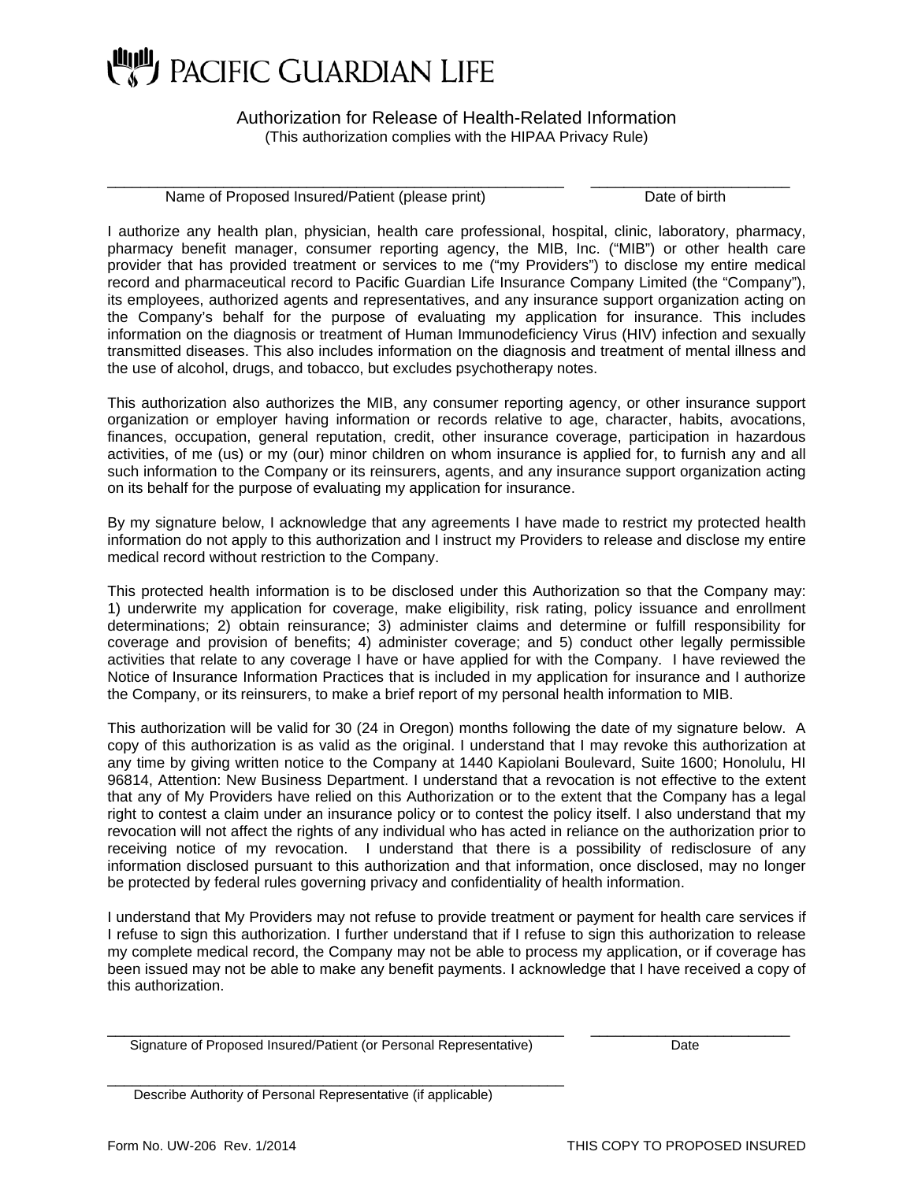# PACIFIC GUARDIAN LIFE

## Authorization for Release of Health-Related Information

(This authorization complies with the HIPAA Privacy Rule)

\_\_\_\_\_\_\_\_\_\_\_\_\_\_\_\_\_\_\_\_\_\_\_\_\_\_\_\_\_\_\_\_\_\_\_\_\_\_\_\_\_\_\_\_\_\_\_\_ \_\_\_\_\_\_\_\_\_\_\_\_\_\_\_\_\_\_\_\_\_\_

Name of Proposed Insured/Patient (please print) Date of birth

I authorize any health plan, physician, health care professional, hospital, clinic, laboratory, pharmacy, pharmacy benefit manager, consumer reporting agency, the MIB, Inc. ("MIB") or other health care provider that has provided treatment or services to me ("my Providers") to disclose my entire medical record and pharmaceutical record to Pacific Guardian Life Insurance Company Limited (the "Company"), its employees, authorized agents and representatives, and any insurance support organization acting on the Company's behalf for the purpose of evaluating my application for insurance. This includes information on the diagnosis or treatment of Human Immunodeficiency Virus (HIV) infection and sexually transmitted diseases. This also includes information on the diagnosis and treatment of mental illness and the use of alcohol, drugs, and tobacco, but excludes psychotherapy notes.

This authorization also authorizes the MIB, any consumer reporting agency, or other insurance support organization or employer having information or records relative to age, character, habits, avocations, finances, occupation, general reputation, credit, other insurance coverage, participation in hazardous activities, of me (us) or my (our) minor children on whom insurance is applied for, to furnish any and all such information to the Company or its reinsurers, agents, and any insurance support organization acting on its behalf for the purpose of evaluating my application for insurance.

By my signature below, I acknowledge that any agreements I have made to restrict my protected health information do not apply to this authorization and I instruct my Providers to release and disclose my entire medical record without restriction to the Company.

This protected health information is to be disclosed under this Authorization so that the Company may: 1) underwrite my application for coverage, make eligibility, risk rating, policy issuance and enrollment determinations; 2) obtain reinsurance; 3) administer claims and determine or fulfill responsibility for coverage and provision of benefits; 4) administer coverage; and 5) conduct other legally permissible activities that relate to any coverage I have or have applied for with the Company. I have reviewed the Notice of Insurance Information Practices that is included in my application for insurance and I authorize the Company, or its reinsurers, to make a brief report of my personal health information to MIB.

This authorization will be valid for 30 (24 in Oregon) months following the date of my signature below. A copy of this authorization is as valid as the original. I understand that I may revoke this authorization at any time by giving written notice to the Company at 1440 Kapiolani Boulevard, Suite 1600; Honolulu, HI 96814, Attention: New Business Department. I understand that a revocation is not effective to the extent that any of My Providers have relied on this Authorization or to the extent that the Company has a legal right to contest a claim under an insurance policy or to contest the policy itself. I also understand that my revocation will not affect the rights of any individual who has acted in reliance on the authorization prior to receiving notice of my revocation. I understand that there is a possibility of redisclosure of any information disclosed pursuant to this authorization and that information, once disclosed, may no longer be protected by federal rules governing privacy and confidentiality of health information.

I understand that My Providers may not refuse to provide treatment or payment for health care services if I refuse to sign this authorization. I further understand that if I refuse to sign this authorization to release my complete medical record, the Company may not be able to process my application, or if coverage has been issued may not be able to make any benefit payments. I acknowledge that I have received a copy of this authorization.

\_\_\_\_\_\_\_\_\_\_\_\_\_\_\_\_\_\_\_\_\_\_\_\_\_\_\_\_\_\_\_\_\_\_\_\_\_\_\_\_\_\_\_\_\_\_\_\_ \_\_\_\_\_\_\_\_\_\_\_\_\_\_\_\_\_\_\_\_\_\_

Signature of Proposed Insured/Patient (or Personal Representative) Date

\_\_\_\_\_\_\_\_\_\_\_\_\_\_\_\_\_\_\_\_\_\_\_\_\_\_\_\_\_\_\_\_\_\_\_\_\_\_\_\_\_\_\_\_\_\_\_\_

Describe Authority of Personal Representative (if applicable)

Form No. UW-206 Rev. 1/2014 THIS COPY TO PROPOSED INSURED